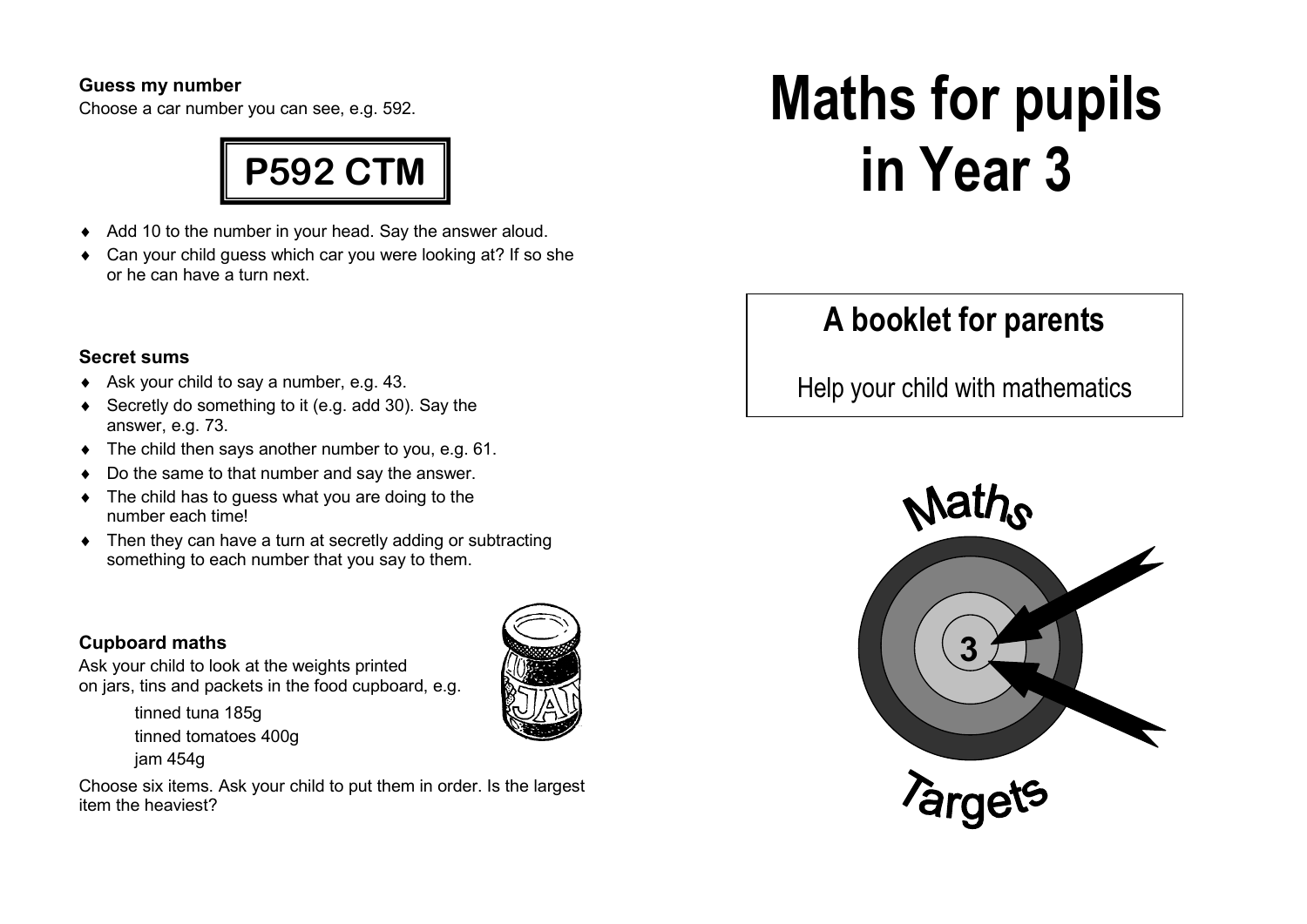### Guess my number

Choose a car number you can see, e.g. 592.

**P592 CTM**

- Add 10 to the number in your head. Say the answer aloud.
- Can your child guess which car you were looking at? If so she or he can have a turn next.

### Secret sums

- Ask your child to say a number, e.g. 43.
- Secretly do something to it (e.g. add 30). Say the answer, e.g. 73.
- The child then says another number to you, e.g. 61.
- Do the same to that number and say the answer.
- The child has to guess what you are doing to the number each time!
- Then they can have a turn at secretly adding or subtracting something to each number that you say to them.

### Cupboard maths

Ask your child to look at the weights printed on jars, tins and packets in the food cupboard, e.g.

tinned tuna 185g
tinned tomatoes 400g
jam 454g

Choose six items. Ask your child to put them in order. Is the largest item the heaviest?

# Maths for pupils in Year 3

## A booklet for parents

Help your child with mathematics

Maths Targets

3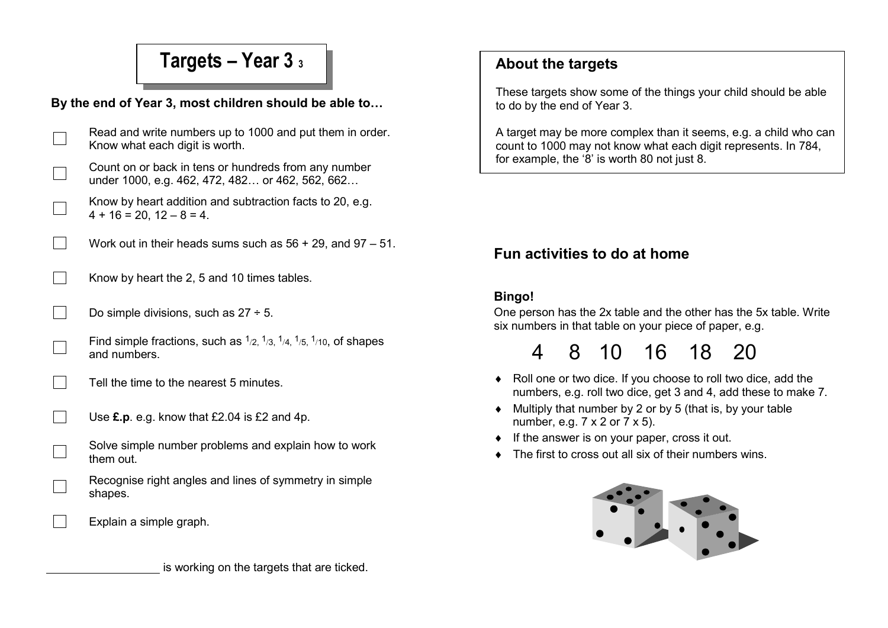# Targets – Year 3

**By the end of Year 3, most children should be able to…**

- ☐ Read and write numbers up to 1000 and put them in order. Know what each digit is worth.
- ☐ Count on or back in tens or hundreds from any number under 1000, e.g. 462, 472, 482… or 462, 562, 662…
- ☐ Know by heart addition and subtraction facts to 20, e.g. $4 + 16 = 20$, $12 - 8 = 4$.
- ☐ Work out in their heads sums such as $56 + 29$, and $97 - 51$.
- ☐ Know by heart the 2, 5 and 10 times tables.
- ☐ Do simple divisions, such as $27 \div 5$.
- ☐ Find simple fractions, such as $^1/_2$, $^1/_3$, $^1/_4$, $^1/_5$, $^1/_{10}$, of shapes and numbers.
- ☐ Tell the time to the nearest 5 minutes.
- ☐ Use **£.p**. e.g. know that £2.04 is £2 and 4p.
- ☐ Solve simple number problems and explain how to work them out.
- ☐ Recognise right angles and lines of symmetry in simple shapes.
- ☐ Explain a simple graph.

__________________ is working on the targets that are ticked.

## About the targets

These targets show some of the things your child should be able to do by the end of Year 3.

A target may be more complex than it seems, e.g. a child who can count to 1000 may not know what each digit represents. In 784, for example, the '8' is worth 80 not just 8.

## Fun activities to do at home

### Bingo!

One person has the 2x table and the other has the 5x table. Write six numbers in that table on your piece of paper, e.g.

4 8 10 16 18 20

- Roll one or two dice. If you choose to roll two dice, add the numbers, e.g. roll two dice, get 3 and 4, add these to make 7.
- Multiply that number by 2 or by 5 (that is, by your table number, e.g. $7 \times 2$ or $7 \times 5$).
- If the answer is on your paper, cross it out.
- The first to cross out all six of their numbers wins.